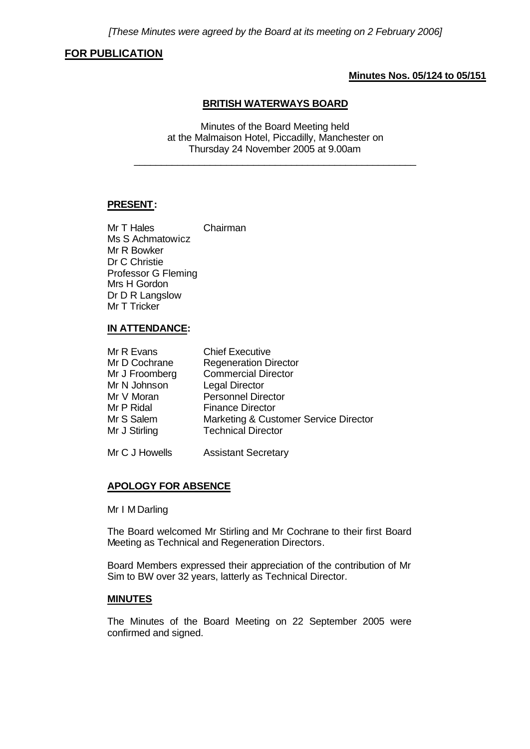*[These Minutes were agreed by the Board at its meeting on 2 February 2006]*

**FOR PUBLICATION**

**Minutes Nos. 05/124 to 05/151**

# BRITISH WATERWAYS BOARD

Minutes of the Board Meeting held at the Malmaison Hotel, Piccadilly, Manchester on Thursday 24 November 2005 at 9.00am

---

## PRESENT:

| | |
|---|---|
| Mr T Hales | Chairman |
| Ms S Achmatowicz | |
| Mr R Bowker | |
| Dr C Christie | |
| Professor G Fleming | |
| Mrs H Gordon | |
| Dr D R Langslow | |
| Mr T Tricker | |

## IN ATTENDANCE:

| | |
|---|---|
| Mr R Evans | Chief Executive |
| Mr D Cochrane | Regeneration Director |
| Mr J Froomberg | Commercial Director |
| Mr N Johnson | Legal Director |
| Mr V Moran | Personnel Director |
| Mr P Ridal | Finance Director |
| Mr S Salem | Marketing & Customer Service Director |
| Mr J Stirling | Technical Director |
| Mr C J Howells | Assistant Secretary |

## APOLOGY FOR ABSENCE

Mr I M Darling

The Board welcomed Mr Stirling and Mr Cochrane to their first Board Meeting as Technical and Regeneration Directors.

Board Members expressed their appreciation of the contribution of Mr Sim to BW over 32 years, latterly as Technical Director.

## MINUTES

The Minutes of the Board Meeting on 22 September 2005 were confirmed and signed.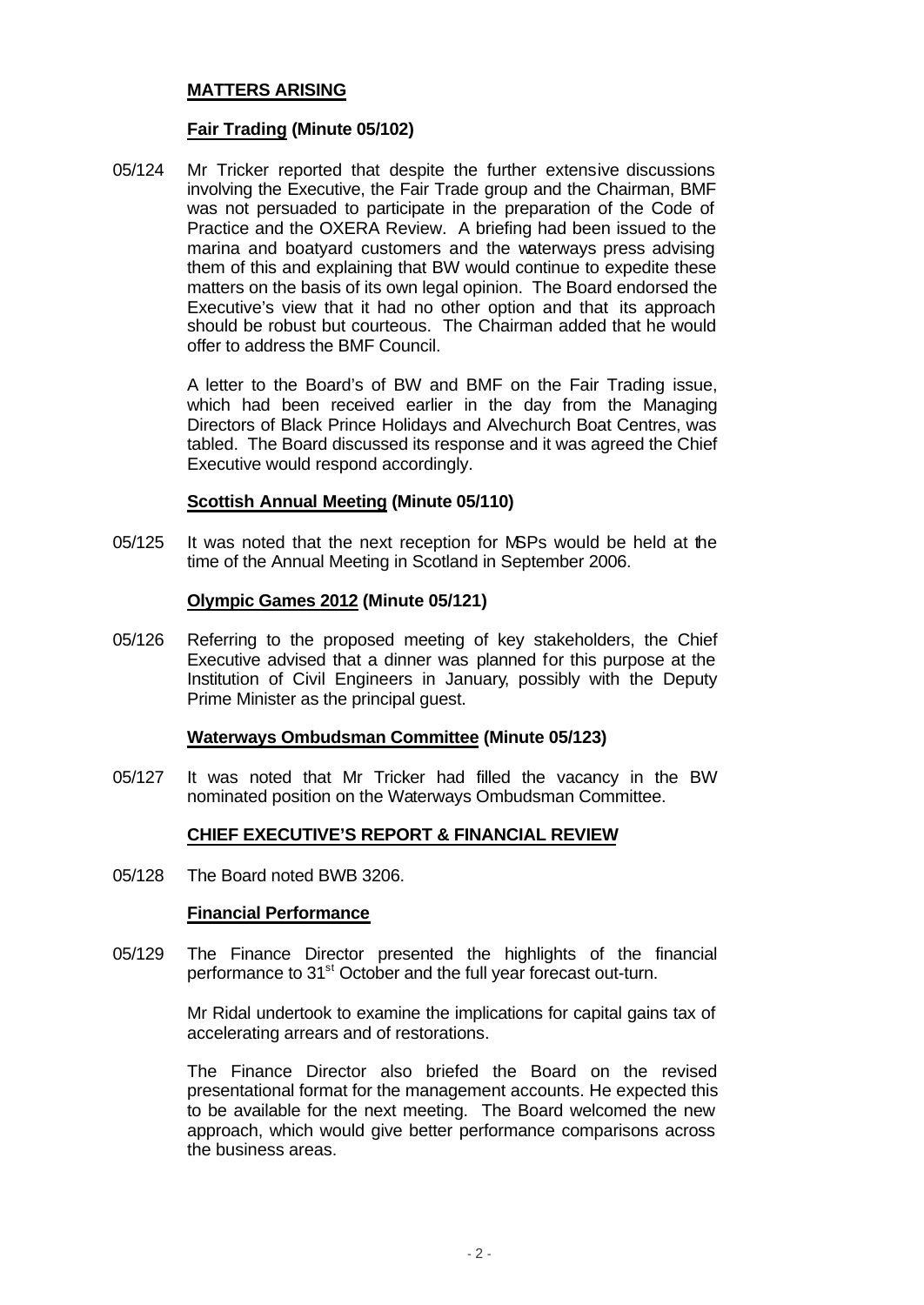## MATTERS ARISING

### Fair Trading (Minute 05/102)

05/124 Mr Tricker reported that despite the further extensive discussions involving the Executive, the Fair Trade group and the Chairman, BMF was not persuaded to participate in the preparation of the Code of Practice and the OXERA Review. A briefing had been issued to the marina and boatyard customers and the waterways press advising them of this and explaining that BW would continue to expedite these matters on the basis of its own legal opinion. The Board endorsed the Executive's view that it had no other option and that its approach should be robust but courteous. The Chairman added that he would offer to address the BMF Council.

A letter to the Board's of BW and BMF on the Fair Trading issue, which had been received earlier in the day from the Managing Directors of Black Prince Holidays and Alvechurch Boat Centres, was tabled. The Board discussed its response and it was agreed the Chief Executive would respond accordingly.

### Scottish Annual Meeting (Minute 05/110)

05/125 It was noted that the next reception for MSPs would be held at the time of the Annual Meeting in Scotland in September 2006.

### Olympic Games 2012 (Minute 05/121)

05/126 Referring to the proposed meeting of key stakeholders, the Chief Executive advised that a dinner was planned for this purpose at the Institution of Civil Engineers in January, possibly with the Deputy Prime Minister as the principal guest.

### Waterways Ombudsman Committee (Minute 05/123)

05/127 It was noted that Mr Tricker had filled the vacancy in the BW nominated position on the Waterways Ombudsman Committee.

## CHIEF EXECUTIVE'S REPORT & FINANCIAL REVIEW

05/128 The Board noted BWB 3206.

### Financial Performance

05/129 The Finance Director presented the highlights of the financial performance to 31st October and the full year forecast out-turn.

Mr Ridal undertook to examine the implications for capital gains tax of accelerating arrears and of restorations.

The Finance Director also briefed the Board on the revised presentational format for the management accounts. He expected this to be available for the next meeting. The Board welcomed the new approach, which would give better performance comparisons across the business areas.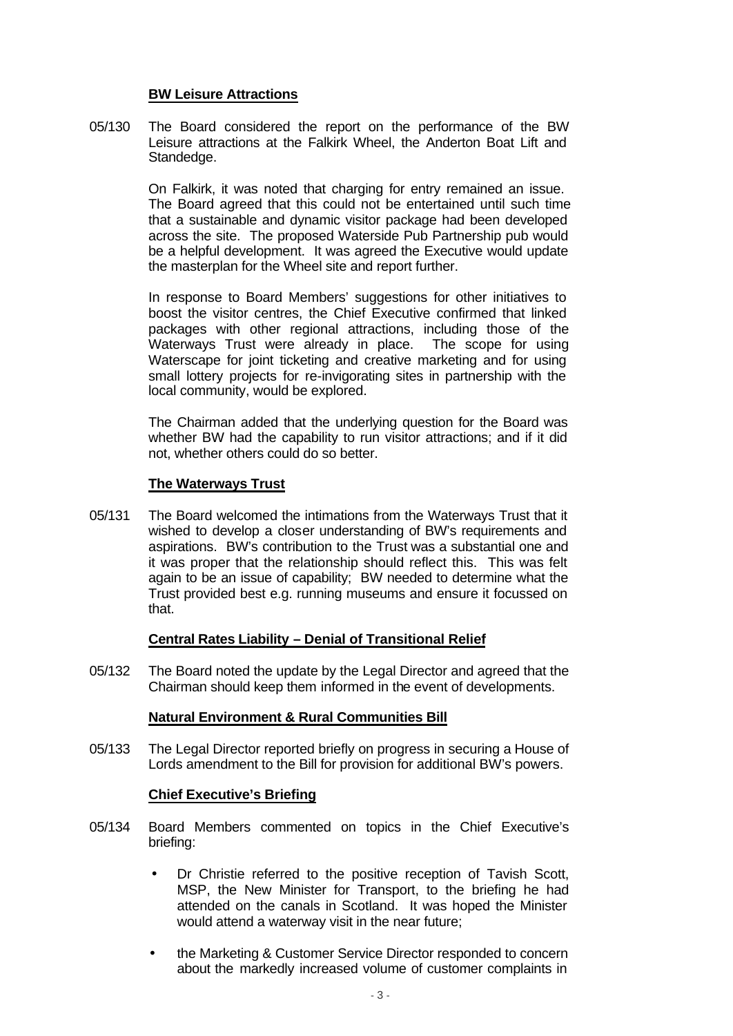**BW Leisure Attractions**

05/130 The Board considered the report on the performance of the BW Leisure attractions at the Falkirk Wheel, the Anderton Boat Lift and Standedge.

On Falkirk, it was noted that charging for entry remained an issue. The Board agreed that this could not be entertained until such time that a sustainable and dynamic visitor package had been developed across the site. The proposed Waterside Pub Partnership pub would be a helpful development. It was agreed the Executive would update the masterplan for the Wheel site and report further.

In response to Board Members' suggestions for other initiatives to boost the visitor centres, the Chief Executive confirmed that linked packages with other regional attractions, including those of the Waterways Trust were already in place. The scope for using Waterscape for joint ticketing and creative marketing and for using small lottery projects for re-invigorating sites in partnership with the local community, would be explored.

The Chairman added that the underlying question for the Board was whether BW had the capability to run visitor attractions; and if it did not, whether others could do so better.

**The Waterways Trust**

05/131 The Board welcomed the intimations from the Waterways Trust that it wished to develop a closer understanding of BW's requirements and aspirations. BW's contribution to the Trust was a substantial one and it was proper that the relationship should reflect this. This was felt again to be an issue of capability; BW needed to determine what the Trust provided best e.g. running museums and ensure it focussed on that.

**Central Rates Liability – Denial of Transitional Relief**

05/132 The Board noted the update by the Legal Director and agreed that the Chairman should keep them informed in the event of developments.

**Natural Environment & Rural Communities Bill**

05/133 The Legal Director reported briefly on progress in securing a House of Lords amendment to the Bill for provision for additional BW's powers.

**Chief Executive's Briefing**

05/134 Board Members commented on topics in the Chief Executive's briefing:

- Dr Christie referred to the positive reception of Tavish Scott, MSP, the New Minister for Transport, to the briefing he had attended on the canals in Scotland. It was hoped the Minister would attend a waterway visit in the near future;

- the Marketing & Customer Service Director responded to concern about the markedly increased volume of customer complaints in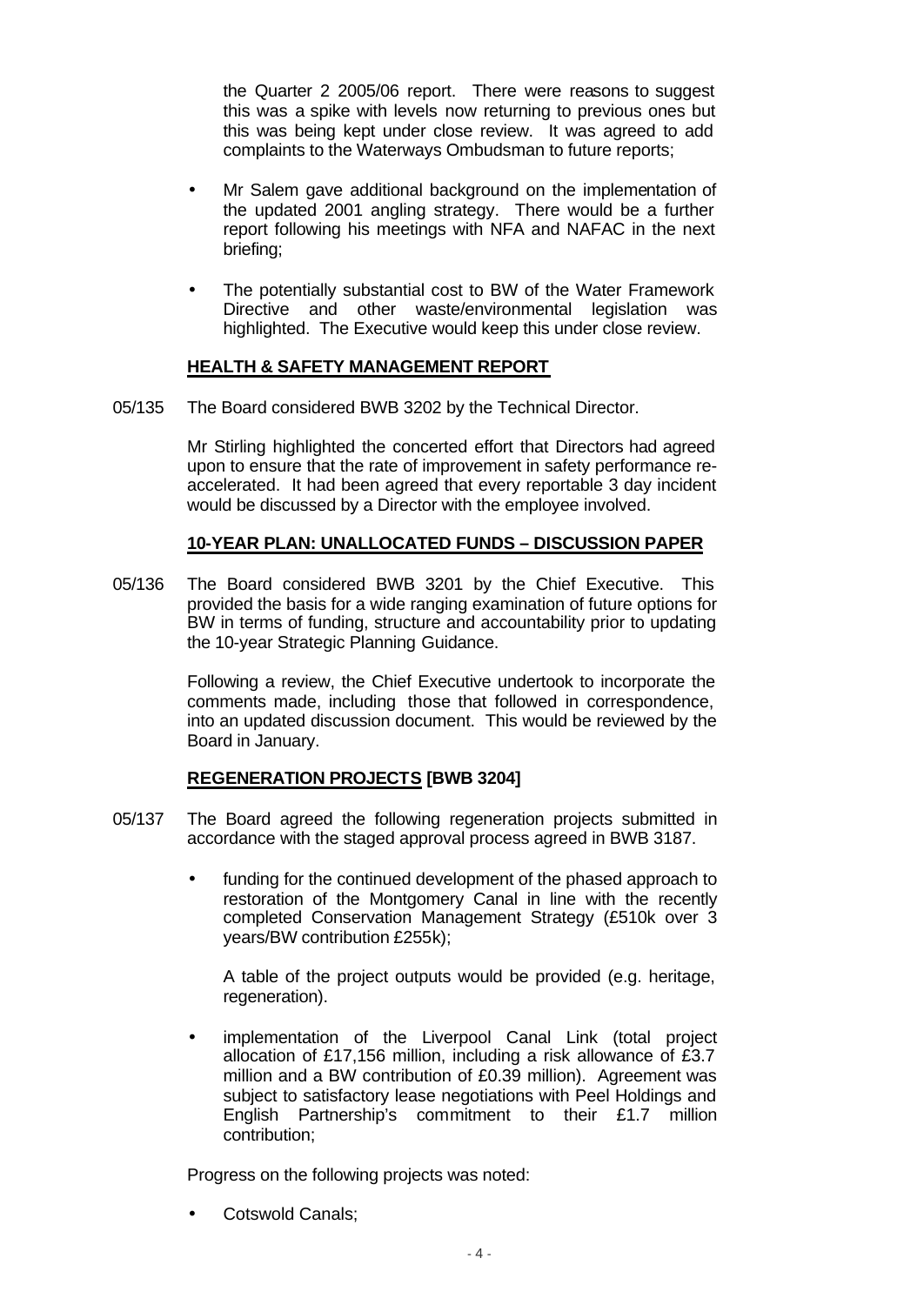the Quarter 2 2005/06 report. There were reasons to suggest this was a spike with levels now returning to previous ones but this was being kept under close review. It was agreed to add complaints to the Waterways Ombudsman to future reports;

- Mr Salem gave additional background on the implementation of the updated 2001 angling strategy. There would be a further report following his meetings with NFA and NAFAC in the next briefing;
- The potentially substantial cost to BW of the Water Framework Directive and other waste/environmental legislation was highlighted. The Executive would keep this under close review.

**HEALTH & SAFETY MANAGEMENT REPORT**

05/135 The Board considered BWB 3202 by the Technical Director.

Mr Stirling highlighted the concerted effort that Directors had agreed upon to ensure that the rate of improvement in safety performance re-accelerated. It had been agreed that every reportable 3 day incident would be discussed by a Director with the employee involved.

**10-YEAR PLAN: UNALLOCATED FUNDS – DISCUSSION PAPER**

05/136 The Board considered BWB 3201 by the Chief Executive. This provided the basis for a wide ranging examination of future options for BW in terms of funding, structure and accountability prior to updating the 10-year Strategic Planning Guidance.

Following a review, the Chief Executive undertook to incorporate the comments made, including those that followed in correspondence, into an updated discussion document. This would be reviewed by the Board in January.

**REGENERATION PROJECTS [BWB 3204]**

05/137 The Board agreed the following regeneration projects submitted in accordance with the staged approval process agreed in BWB 3187.

- funding for the continued development of the phased approach to restoration of the Montgomery Canal in line with the recently completed Conservation Management Strategy (£510k over 3 years/BW contribution £255k);

  A table of the project outputs would be provided (e.g. heritage, regeneration).

- implementation of the Liverpool Canal Link (total project allocation of £17,156 million, including a risk allowance of £3.7 million and a BW contribution of £0.39 million). Agreement was subject to satisfactory lease negotiations with Peel Holdings and English Partnership's commitment to their £1.7 million contribution;

Progress on the following projects was noted:

- Cotswold Canals;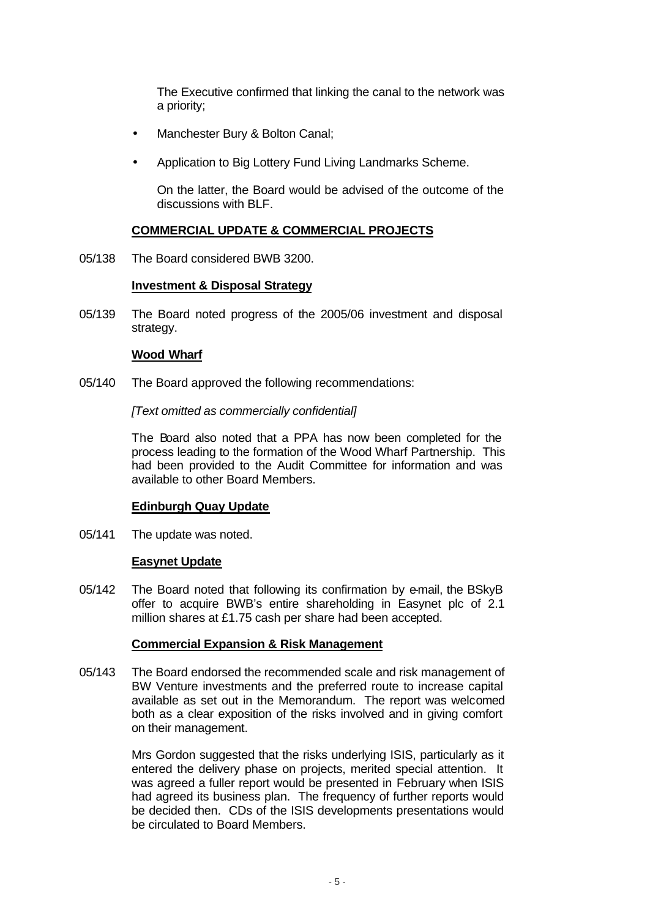The Executive confirmed that linking the canal to the network was a priority;

- Manchester Bury & Bolton Canal;
- Application to Big Lottery Fund Living Landmarks Scheme.

On the latter, the Board would be advised of the outcome of the discussions with BLF.

**COMMERCIAL UPDATE & COMMERCIAL PROJECTS**

05/138 The Board considered BWB 3200.

**Investment & Disposal Strategy**

05/139 The Board noted progress of the 2005/06 investment and disposal strategy.

**Wood Wharf**

05/140 The Board approved the following recommendations:

*[Text omitted as commercially confidential]*

The Board also noted that a PPA has now been completed for the process leading to the formation of the Wood Wharf Partnership. This had been provided to the Audit Committee for information and was available to other Board Members.

**Edinburgh Quay Update**

05/141 The update was noted.

**Easynet Update**

05/142 The Board noted that following its confirmation by e-mail, the BSkyB offer to acquire BWB's entire shareholding in Easynet plc of 2.1 million shares at £1.75 cash per share had been accepted.

**Commercial Expansion & Risk Management**

05/143 The Board endorsed the recommended scale and risk management of BW Venture investments and the preferred route to increase capital available as set out in the Memorandum. The report was welcomed both as a clear exposition of the risks involved and in giving comfort on their management.

Mrs Gordon suggested that the risks underlying ISIS, particularly as it entered the delivery phase on projects, merited special attention. It was agreed a fuller report would be presented in February when ISIS had agreed its business plan. The frequency of further reports would be decided then. CDs of the ISIS developments presentations would be circulated to Board Members.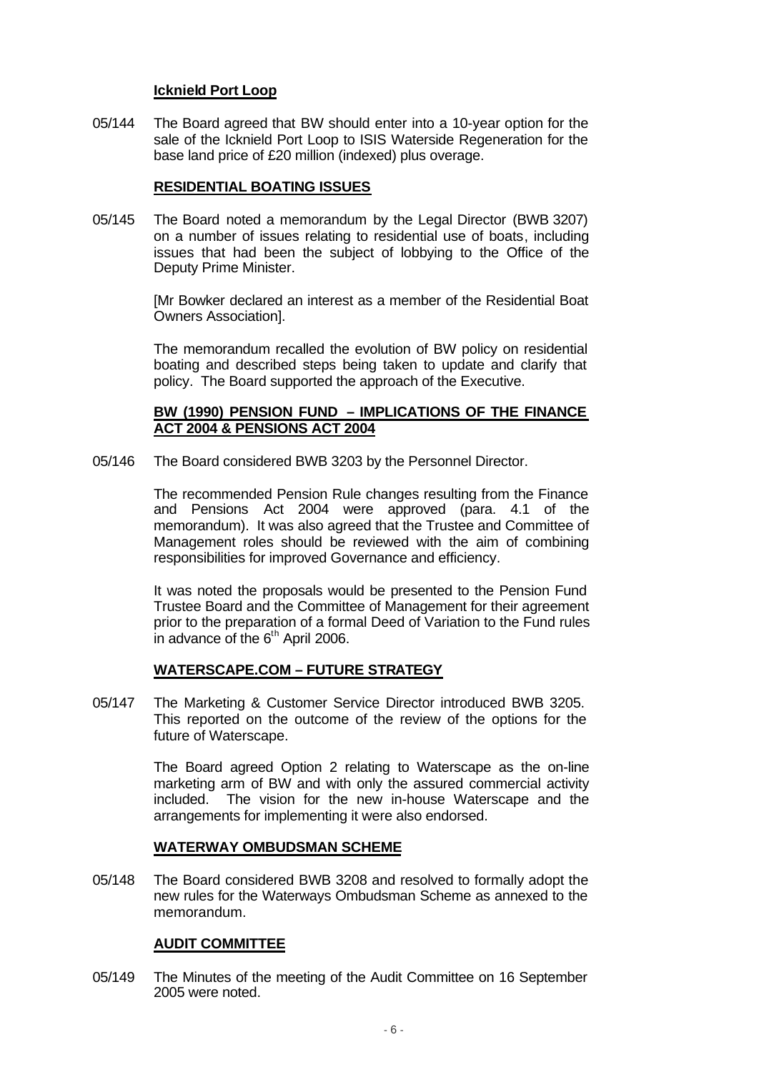**Icknield Port Loop**

05/144 The Board agreed that BW should enter into a 10-year option for the sale of the Icknield Port Loop to ISIS Waterside Regeneration for the base land price of £20 million (indexed) plus overage.

**RESIDENTIAL BOATING ISSUES**

05/145 The Board noted a memorandum by the Legal Director (BWB 3207) on a number of issues relating to residential use of boats, including issues that had been the subject of lobbying to the Office of the Deputy Prime Minister.

[Mr Bowker declared an interest as a member of the Residential Boat Owners Association].

The memorandum recalled the evolution of BW policy on residential boating and described steps being taken to update and clarify that policy. The Board supported the approach of the Executive.

**BW (1990) PENSION FUND – IMPLICATIONS OF THE FINANCE ACT 2004 & PENSIONS ACT 2004**

05/146 The Board considered BWB 3203 by the Personnel Director.

The recommended Pension Rule changes resulting from the Finance and Pensions Act 2004 were approved (para. 4.1 of the memorandum). It was also agreed that the Trustee and Committee of Management roles should be reviewed with the aim of combining responsibilities for improved Governance and efficiency.

It was noted the proposals would be presented to the Pension Fund Trustee Board and the Committee of Management for their agreement prior to the preparation of a formal Deed of Variation to the Fund rules in advance of the 6th April 2006.

**WATERSCAPE.COM – FUTURE STRATEGY**

05/147 The Marketing & Customer Service Director introduced BWB 3205. This reported on the outcome of the review of the options for the future of Waterscape.

The Board agreed Option 2 relating to Waterscape as the on-line marketing arm of BW and with only the assured commercial activity included. The vision for the new in-house Waterscape and the arrangements for implementing it were also endorsed.

**WATERWAY OMBUDSMAN SCHEME**

05/148 The Board considered BWB 3208 and resolved to formally adopt the new rules for the Waterways Ombudsman Scheme as annexed to the memorandum.

**AUDIT COMMITTEE**

05/149 The Minutes of the meeting of the Audit Committee on 16 September 2005 were noted.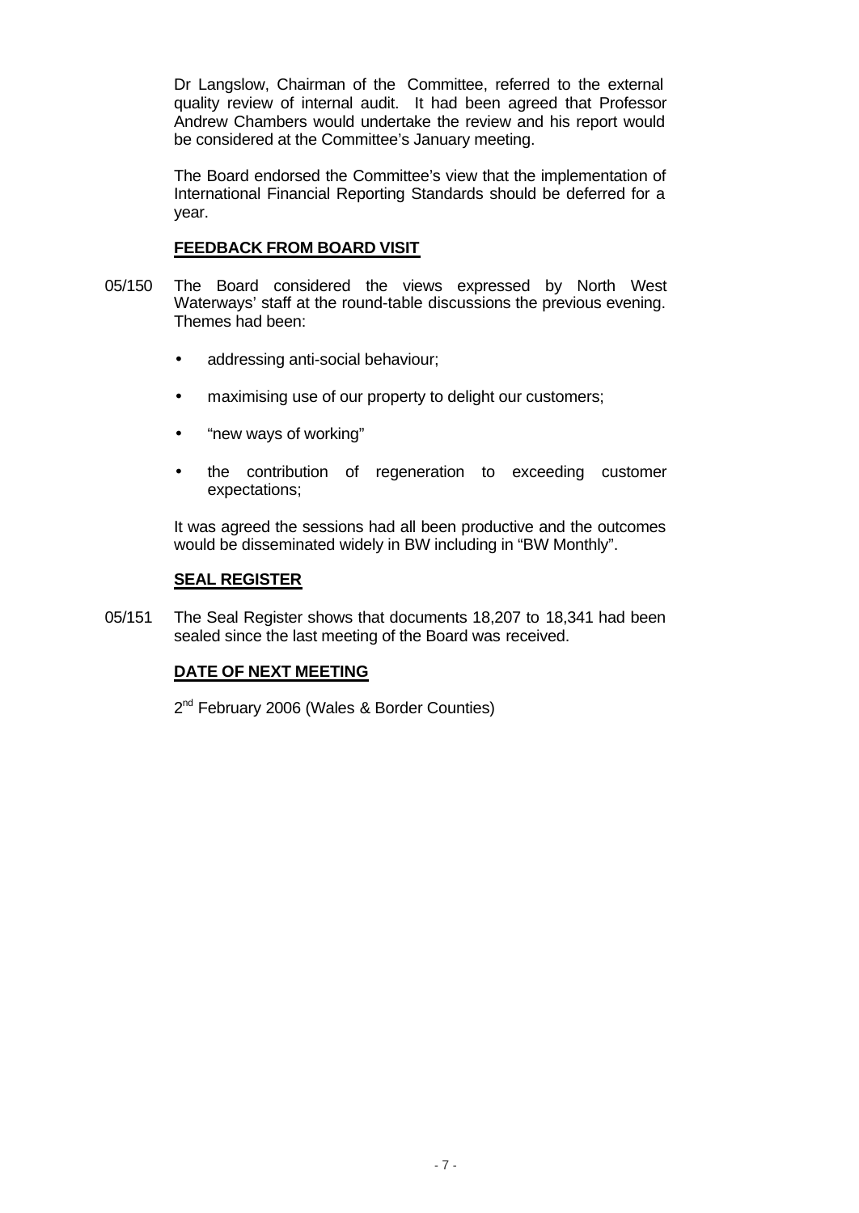Dr Langslow, Chairman of the Committee, referred to the external quality review of internal audit. It had been agreed that Professor Andrew Chambers would undertake the review and his report would be considered at the Committee's January meeting.

The Board endorsed the Committee's view that the implementation of International Financial Reporting Standards should be deferred for a year.

## FEEDBACK FROM BOARD VISIT

05/150 The Board considered the views expressed by North West Waterways' staff at the round-table discussions the previous evening. Themes had been:

- addressing anti-social behaviour;
- maximising use of our property to delight our customers;
- "new ways of working"
- the contribution of regeneration to exceeding customer expectations;

It was agreed the sessions had all been productive and the outcomes would be disseminated widely in BW including in "BW Monthly".

## SEAL REGISTER

05/151 The Seal Register shows that documents 18,207 to 18,341 had been sealed since the last meeting of the Board was received.

## DATE OF NEXT MEETING

2nd February 2006 (Wales & Border Counties)